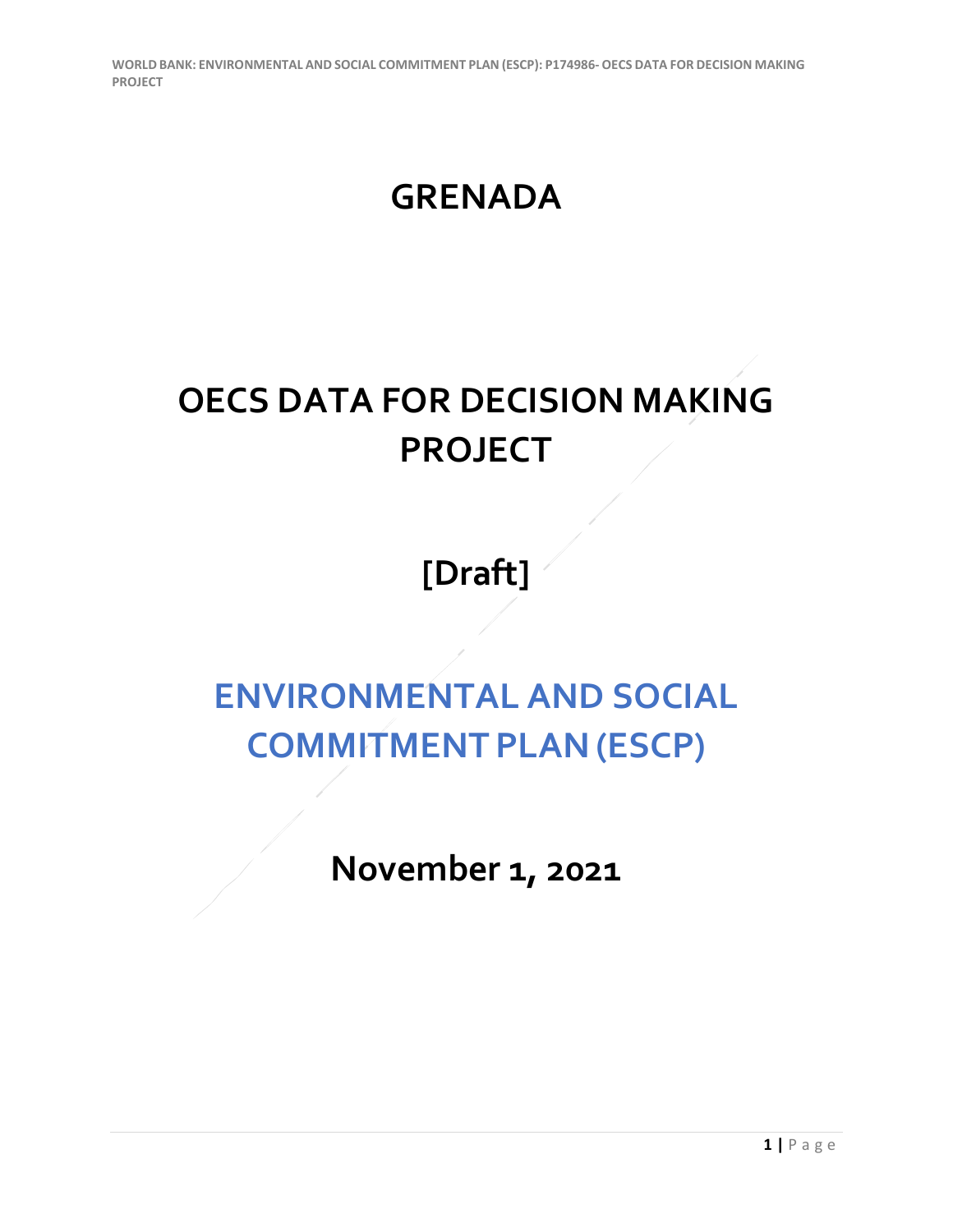# GRENADA

# OECS DATA FOR DECISION MAKING PROJECT

# [Draft]

# ENVIRONMENTAL AND SOCIAL COMMITMENT PLAN (ESCP)

# November 1, 2021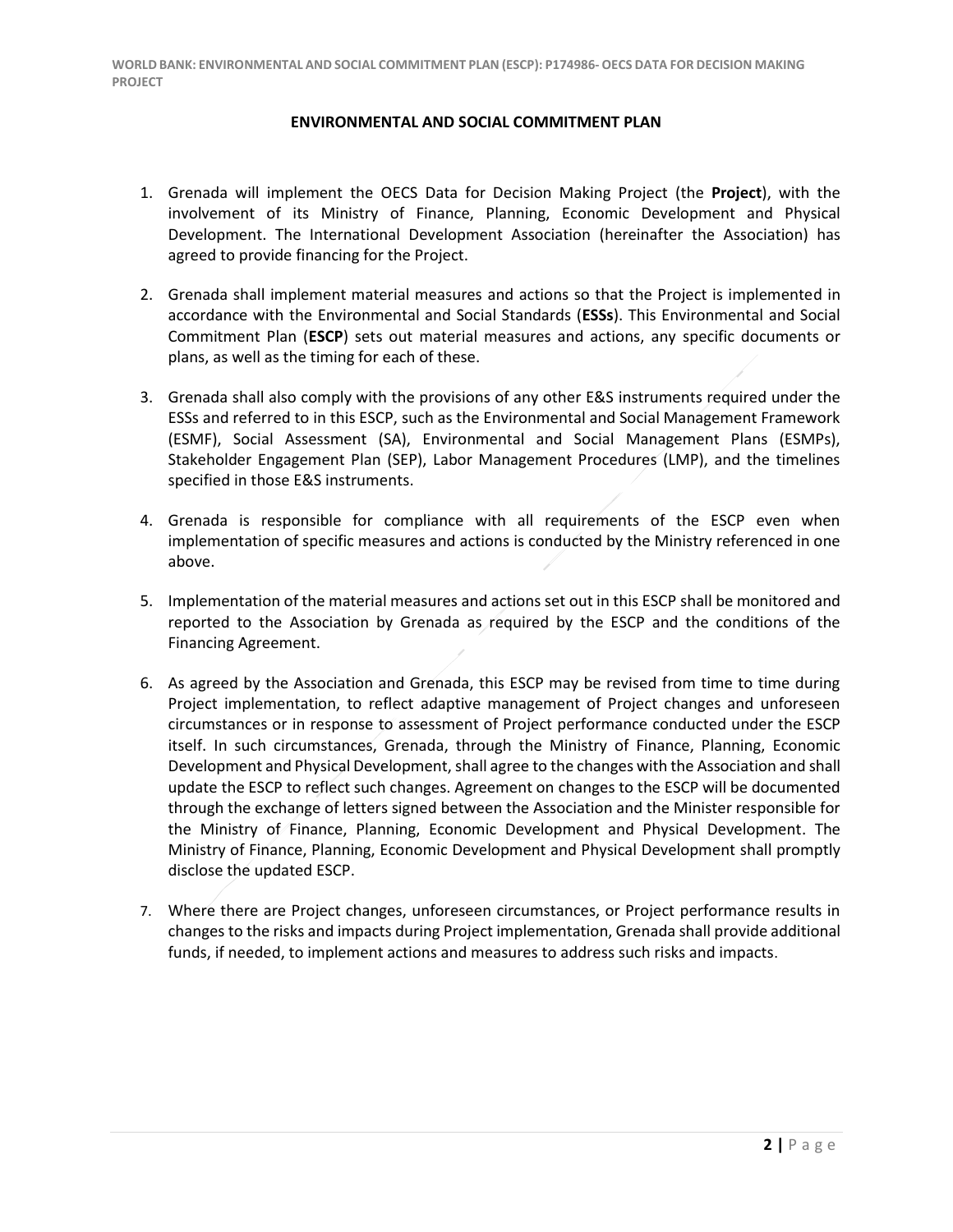## ENVIRONMENTAL AND SOCIAL COMMITMENT PLAN

1. Grenada will implement the OECS Data for Decision Making Project (the **Project**), with the involvement of its Ministry of Finance, Planning, Economic Development and Physical Development. The International Development Association (hereinafter the Association) has agreed to provide financing for the Project.

2. Grenada shall implement material measures and actions so that the Project is implemented in accordance with the Environmental and Social Standards (**ESSs**). This Environmental and Social Commitment Plan (**ESCP**) sets out material measures and actions, any specific documents or plans, as well as the timing for each of these.

3. Grenada shall also comply with the provisions of any other E&S instruments required under the ESSs and referred to in this ESCP, such as the Environmental and Social Management Framework (ESMF), Social Assessment (SA), Environmental and Social Management Plans (ESMPs), Stakeholder Engagement Plan (SEP), Labor Management Procedures (LMP), and the timelines specified in those E&S instruments.

4. Grenada is responsible for compliance with all requirements of the ESCP even when implementation of specific measures and actions is conducted by the Ministry referenced in one above.

5. Implementation of the material measures and actions set out in this ESCP shall be monitored and reported to the Association by Grenada as required by the ESCP and the conditions of the Financing Agreement.

6. As agreed by the Association and Grenada, this ESCP may be revised from time to time during Project implementation, to reflect adaptive management of Project changes and unforeseen circumstances or in response to assessment of Project performance conducted under the ESCP itself. In such circumstances, Grenada, through the Ministry of Finance, Planning, Economic Development and Physical Development, shall agree to the changes with the Association and shall update the ESCP to reflect such changes. Agreement on changes to the ESCP will be documented through the exchange of letters signed between the Association and the Minister responsible for the Ministry of Finance, Planning, Economic Development and Physical Development. The Ministry of Finance, Planning, Economic Development and Physical Development shall promptly disclose the updated ESCP.

7. Where there are Project changes, unforeseen circumstances, or Project performance results in changes to the risks and impacts during Project implementation, Grenada shall provide additional funds, if needed, to implement actions and measures to address such risks and impacts.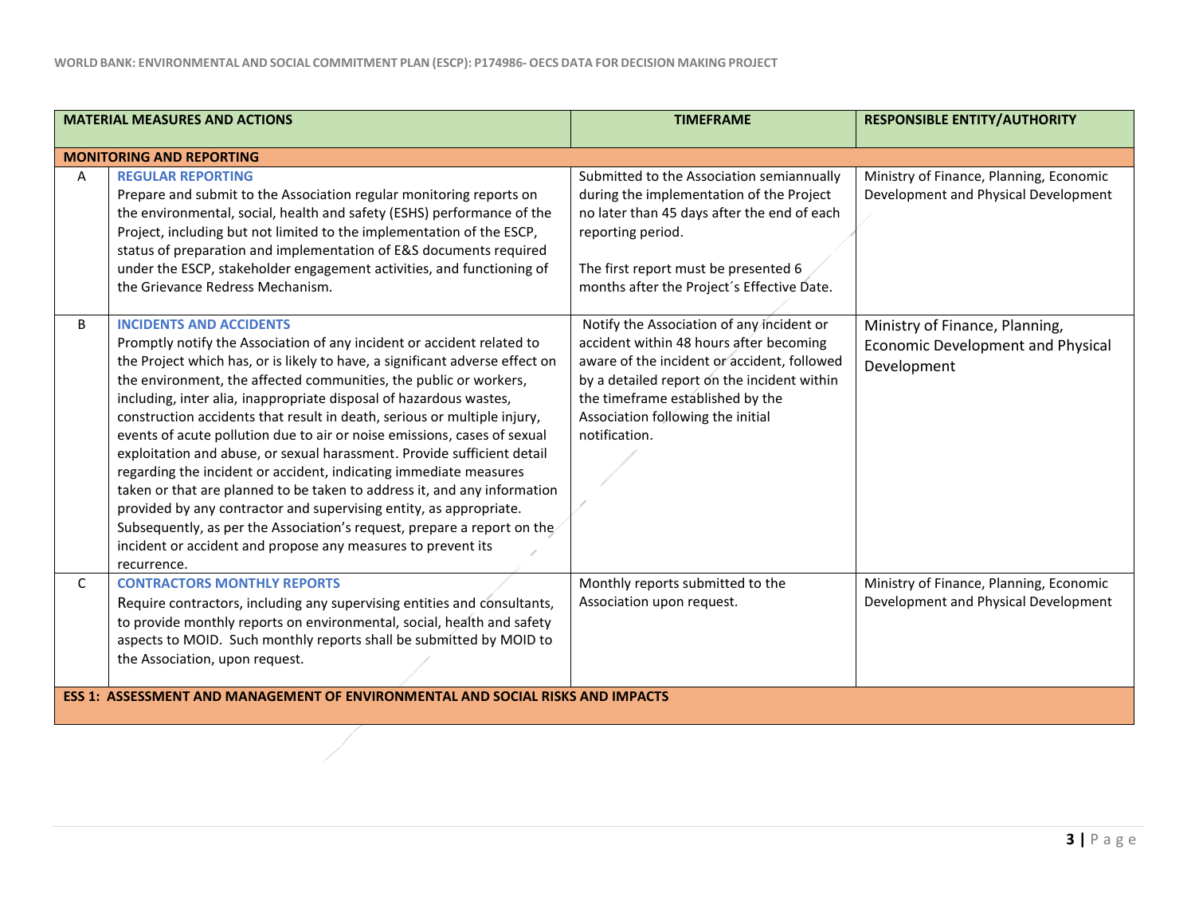| MATERIAL MEASURES AND ACTIONS | | TIMEFRAME | RESPONSIBLE ENTITY/AUTHORITY |
|---|---|---|---|
| **MONITORING AND REPORTING** | | | |
| A | **REGULAR REPORTING**<br>Prepare and submit to the Association regular monitoring reports on the environmental, social, health and safety (ESHS) performance of the Project, including but not limited to the implementation of the ESCP, status of preparation and implementation of E&S documents required under the ESCP, stakeholder engagement activities, and functioning of the Grievance Redress Mechanism. | Submitted to the Association semiannually during the implementation of the Project no later than 45 days after the end of each reporting period.<br><br>The first report must be presented 6 months after the Project´s Effective Date. | Ministry of Finance, Planning, Economic Development and Physical Development |
| B | **INCIDENTS AND ACCIDENTS**<br>Promptly notify the Association of any incident or accident related to the Project which has, or is likely to have, a significant adverse effect on the environment, the affected communities, the public or workers, including, inter alia, inappropriate disposal of hazardous wastes, construction accidents that result in death, serious or multiple injury, events of acute pollution due to air or noise emissions, cases of sexual exploitation and abuse, or sexual harassment. Provide sufficient detail regarding the incident or accident, indicating immediate measures taken or that are planned to be taken to address it, and any information provided by any contractor and supervising entity, as appropriate. Subsequently, as per the Association's request, prepare a report on the incident or accident and propose any measures to prevent its recurrence. | Notify the Association of any incident or accident within 48 hours after becoming aware of the incident or accident, followed by a detailed report on the incident within the timeframe established by the Association following the initial notification. | Ministry of Finance, Planning, Economic Development and Physical Development |
| C | **CONTRACTORS MONTHLY REPORTS**<br>Require contractors, including any supervising entities and consultants, to provide monthly reports on environmental, social, health and safety aspects to MOID. Such monthly reports shall be submitted by MOID to the Association, upon request. | Monthly reports submitted to the Association upon request. | Ministry of Finance, Planning, Economic Development and Physical Development |
| **ESS 1: ASSESSMENT AND MANAGEMENT OF ENVIRONMENTAL AND SOCIAL RISKS AND IMPACTS** | | | |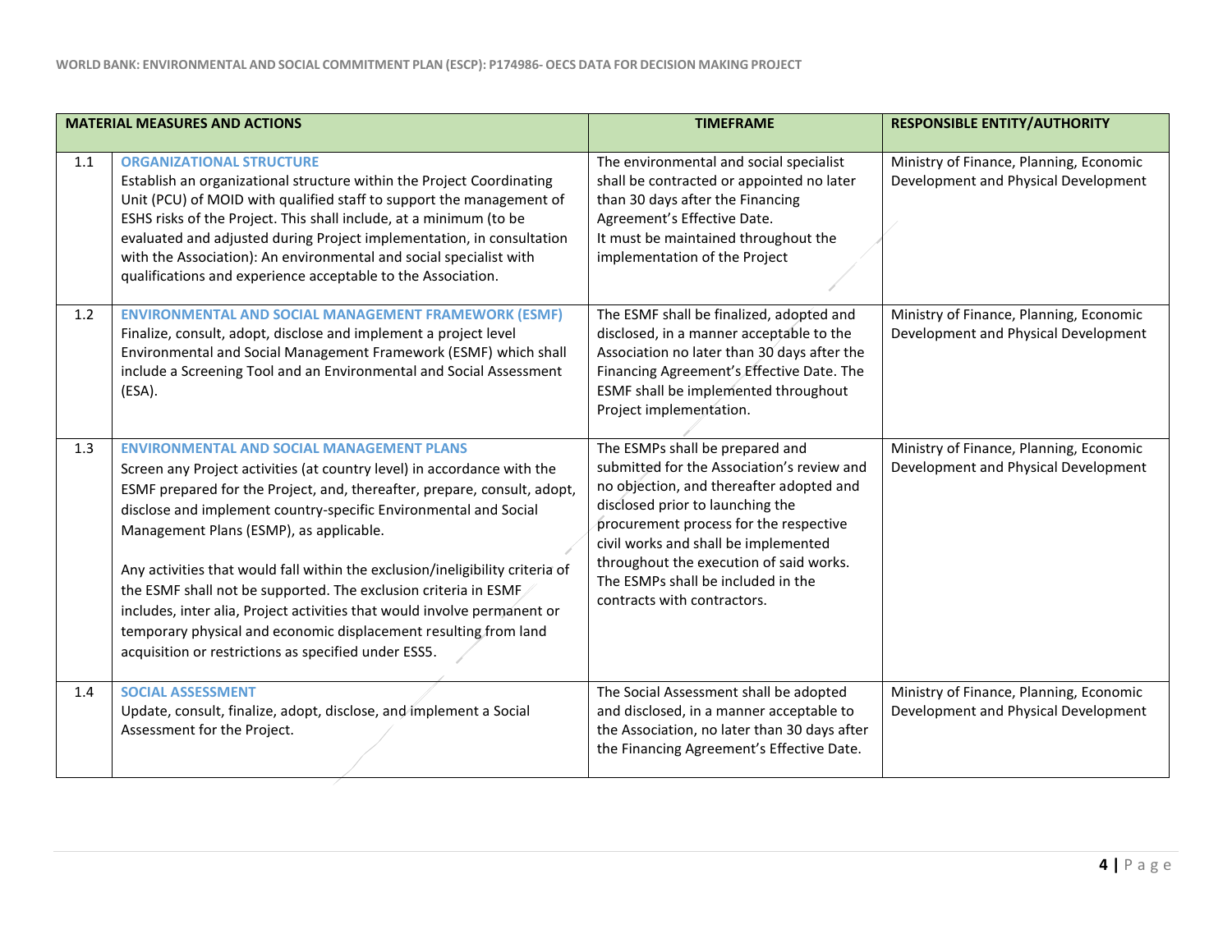| | MATERIAL MEASURES AND ACTIONS | TIMEFRAME | RESPONSIBLE ENTITY/AUTHORITY |
|---|---|---|---|
| 1.1 | **ORGANIZATIONAL STRUCTURE**<br>Establish an organizational structure within the Project Coordinating Unit (PCU) of MOID with qualified staff to support the management of ESHS risks of the Project. This shall include, at a minimum (to be evaluated and adjusted during Project implementation, in consultation with the Association): An environmental and social specialist with qualifications and experience acceptable to the Association. | The environmental and social specialist shall be contracted or appointed no later than 30 days after the Financing Agreement's Effective Date.<br>It must be maintained throughout the implementation of the Project | Ministry of Finance, Planning, Economic Development and Physical Development |
| 1.2 | **ENVIRONMENTAL AND SOCIAL MANAGEMENT FRAMEWORK (ESMF)**<br>Finalize, consult, adopt, disclose and implement a project level Environmental and Social Management Framework (ESMF) which shall include a Screening Tool and an Environmental and Social Assessment (ESA). | The ESMF shall be finalized, adopted and disclosed, in a manner acceptable to the Association no later than 30 days after the Financing Agreement's Effective Date. The ESMF shall be implemented throughout Project implementation. | Ministry of Finance, Planning, Economic Development and Physical Development |
| 1.3 | **ENVIRONMENTAL AND SOCIAL MANAGEMENT PLANS**<br>Screen any Project activities (at country level) in accordance with the ESMF prepared for the Project, and, thereafter, prepare, consult, adopt, disclose and implement country-specific Environmental and Social Management Plans (ESMP), as applicable.<br><br>Any activities that would fall within the exclusion/ineligibility criteria of the ESMF shall not be supported. The exclusion criteria in ESMF includes, inter alia, Project activities that would involve permanent or temporary physical and economic displacement resulting from land acquisition or restrictions as specified under ESS5. | The ESMPs shall be prepared and submitted for the Association's review and no objection, and thereafter adopted and disclosed prior to launching the procurement process for the respective civil works and shall be implemented throughout the execution of said works. The ESMPs shall be included in the contracts with contractors. | Ministry of Finance, Planning, Economic Development and Physical Development |
| 1.4 | **SOCIAL ASSESSMENT**<br>Update, consult, finalize, adopt, disclose, and implement a Social Assessment for the Project. | The Social Assessment shall be adopted and disclosed, in a manner acceptable to the Association, no later than 30 days after the Financing Agreement's Effective Date. | Ministry of Finance, Planning, Economic Development and Physical Development |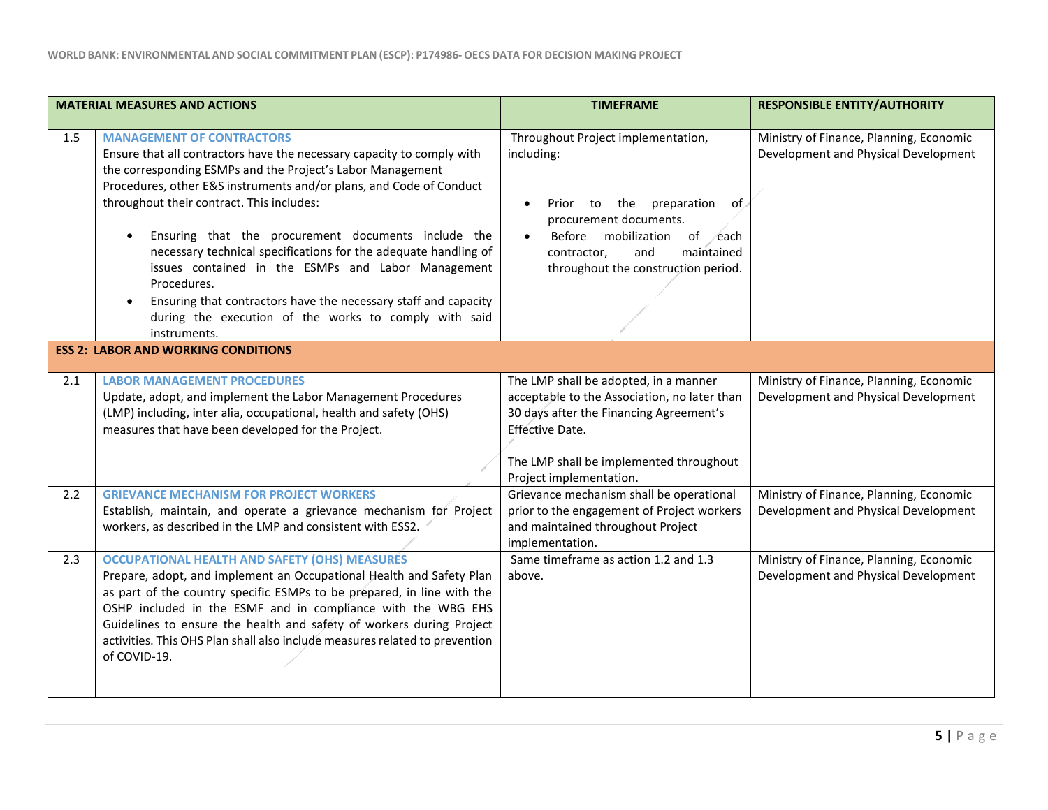| | MATERIAL MEASURES AND ACTIONS | TIMEFRAME | RESPONSIBLE ENTITY/AUTHORITY |
|---|---|---|---|
| 1.5 | **MANAGEMENT OF CONTRACTORS**<br>Ensure that all contractors have the necessary capacity to comply with the corresponding ESMPs and the Project's Labor Management Procedures, other E&S instruments and/or plans, and Code of Conduct throughout their contract. This includes:<br>• Ensuring that the procurement documents include the necessary technical specifications for the adequate handling of issues contained in the ESMPs and Labor Management Procedures.<br>• Ensuring that contractors have the necessary staff and capacity during the execution of the works to comply with said instruments. | Throughout Project implementation, including:<br>• Prior to the preparation of procurement documents.<br>• Before mobilization of each contractor, and maintained throughout the construction period. | Ministry of Finance, Planning, Economic Development and Physical Development |
| **ESS 2: LABOR AND WORKING CONDITIONS** | | | |
| 2.1 | **LABOR MANAGEMENT PROCEDURES**<br>Update, adopt, and implement the Labor Management Procedures (LMP) including, inter alia, occupational, health and safety (OHS) measures that have been developed for the Project. | The LMP shall be adopted, in a manner acceptable to the Association, no later than 30 days after the Financing Agreement's Effective Date.<br><br>The LMP shall be implemented throughout Project implementation. | Ministry of Finance, Planning, Economic Development and Physical Development |
| 2.2 | **GRIEVANCE MECHANISM FOR PROJECT WORKERS**<br>Establish, maintain, and operate a grievance mechanism for Project workers, as described in the LMP and consistent with ESS2. | Grievance mechanism shall be operational prior to the engagement of Project workers and maintained throughout Project implementation. | Ministry of Finance, Planning, Economic Development and Physical Development |
| 2.3 | **OCCUPATIONAL HEALTH AND SAFETY (OHS) MEASURES**<br>Prepare, adopt, and implement an Occupational Health and Safety Plan as part of the country specific ESMPs to be prepared, in line with the OSHP included in the ESMF and in compliance with the WBG EHS Guidelines to ensure the health and safety of workers during Project activities. This OHS Plan shall also include measures related to prevention of COVID-19. | Same timeframe as action 1.2 and 1.3 above. | Ministry of Finance, Planning, Economic Development and Physical Development |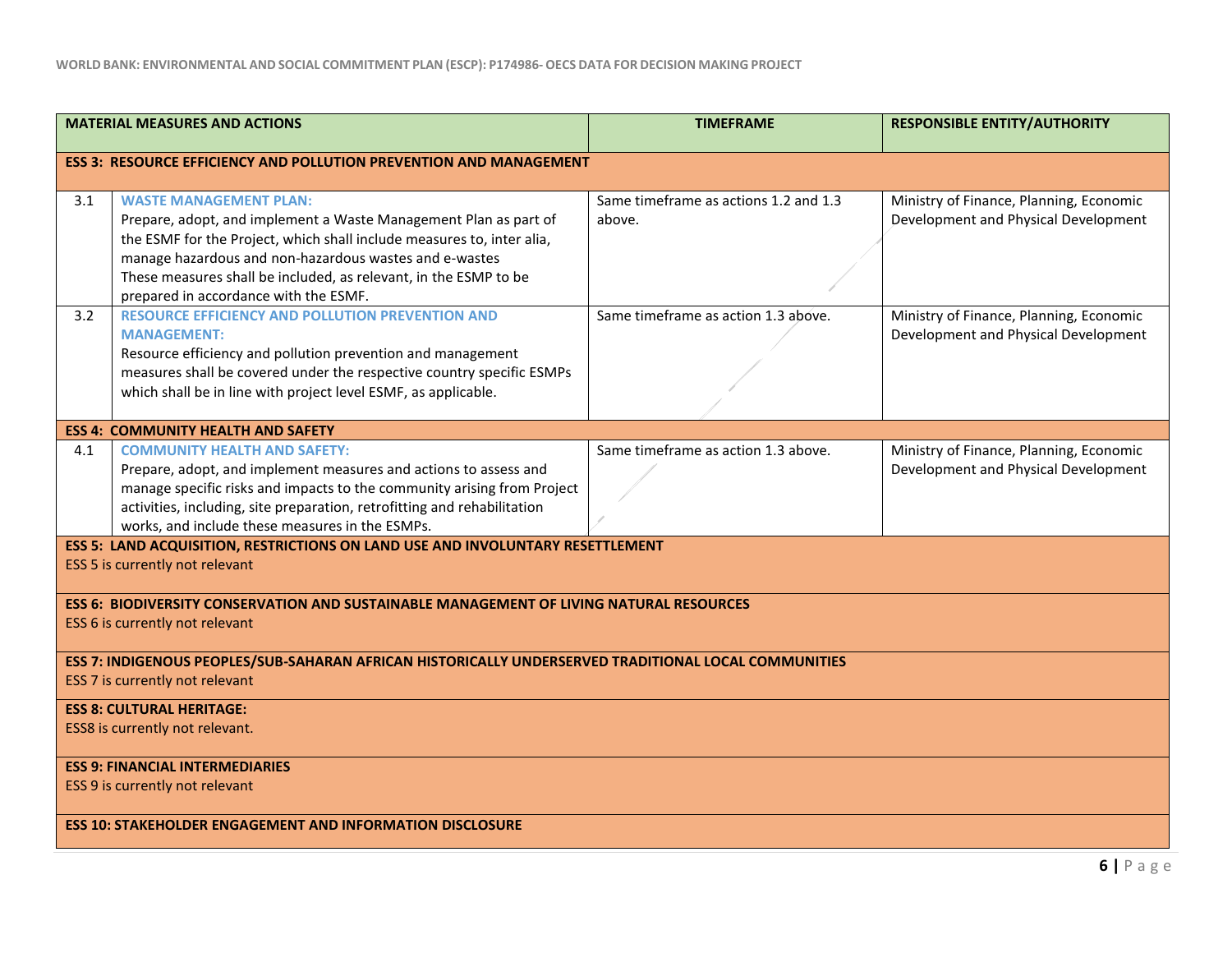| | MATERIAL MEASURES AND ACTIONS | TIMEFRAME | RESPONSIBLE ENTITY/AUTHORITY |
|---|---|---|---|
| **ESS 3: RESOURCE EFFICIENCY AND POLLUTION PREVENTION AND MANAGEMENT** | | | |
| 3.1 | **WASTE MANAGEMENT PLAN:** Prepare, adopt, and implement a Waste Management Plan as part of the ESMF for the Project, which shall include measures to, inter alia, manage hazardous and non-hazardous wastes and e-wastes These measures shall be included, as relevant, in the ESMP to be prepared in accordance with the ESMF. | Same timeframe as actions 1.2 and 1.3 above. | Ministry of Finance, Planning, Economic Development and Physical Development |
| 3.2 | **RESOURCE EFFICIENCY AND POLLUTION PREVENTION AND MANAGEMENT:** Resource efficiency and pollution prevention and management measures shall be covered under the respective country specific ESMPs which shall be in line with project level ESMF, as applicable. | Same timeframe as action 1.3 above. | Ministry of Finance, Planning, Economic Development and Physical Development |
| **ESS 4: COMMUNITY HEALTH AND SAFETY** | | | |
| 4.1 | **COMMUNITY HEALTH AND SAFETY:** Prepare, adopt, and implement measures and actions to assess and manage specific risks and impacts to the community arising from Project activities, including, site preparation, retrofitting and rehabilitation works, and include these measures in the ESMPs. | Same timeframe as action 1.3 above. | Ministry of Finance, Planning, Economic Development and Physical Development |
| **ESS 5: LAND ACQUISITION, RESTRICTIONS ON LAND USE AND INVOLUNTARY RESETTLEMENT** ESS 5 is currently not relevant | | | |
| **ESS 6: BIODIVERSITY CONSERVATION AND SUSTAINABLE MANAGEMENT OF LIVING NATURAL RESOURCES** ESS 6 is currently not relevant | | | |
| **ESS 7: INDIGENOUS PEOPLES/SUB-SAHARAN AFRICAN HISTORICALLY UNDERSERVED TRADITIONAL LOCAL COMMUNITIES** ESS 7 is currently not relevant | | | |
| **ESS 8: CULTURAL HERITAGE:** ESS8 is currently not relevant. | | | |
| **ESS 9: FINANCIAL INTERMEDIARIES** ESS 9 is currently not relevant | | | |
| **ESS 10: STAKEHOLDER ENGAGEMENT AND INFORMATION DISCLOSURE** | | | |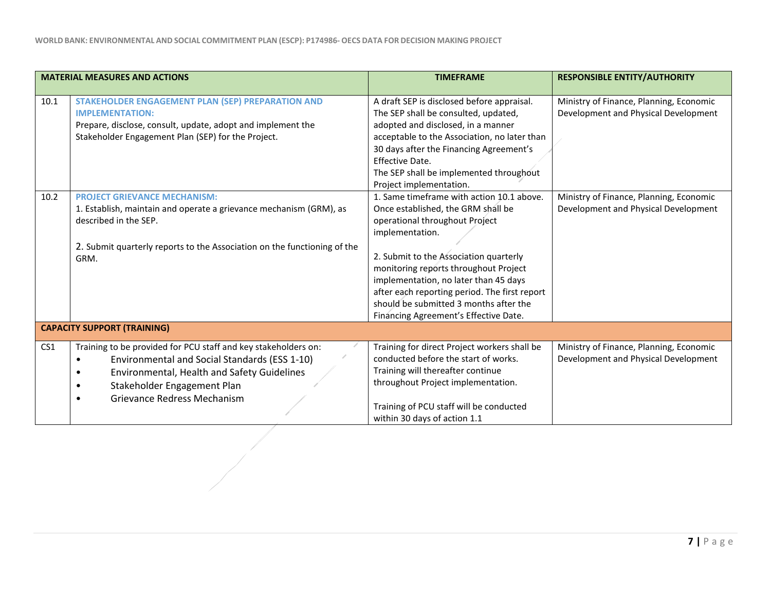| | MATERIAL MEASURES AND ACTIONS | TIMEFRAME | RESPONSIBLE ENTITY/AUTHORITY |
|---|---|---|---|
| 10.1 | **STAKEHOLDER ENGAGEMENT PLAN (SEP) PREPARATION AND IMPLEMENTATION:**<br>Prepare, disclose, consult, update, adopt and implement the Stakeholder Engagement Plan (SEP) for the Project. | A draft SEP is disclosed before appraisal.<br>The SEP shall be consulted, updated, adopted and disclosed, in a manner acceptable to the Association, no later than 30 days after the Financing Agreement's Effective Date.<br>The SEP shall be implemented throughout Project implementation. | Ministry of Finance, Planning, Economic Development and Physical Development |
| 10.2 | **PROJECT GRIEVANCE MECHANISM:**<br>1. Establish, maintain and operate a grievance mechanism (GRM), as described in the SEP.<br><br>2. Submit quarterly reports to the Association on the functioning of the GRM. | 1. Same timeframe with action 10.1 above. Once established, the GRM shall be operational throughout Project implementation.<br><br>2. Submit to the Association quarterly monitoring reports throughout Project implementation, no later than 45 days after each reporting period. The first report should be submitted 3 months after the Financing Agreement's Effective Date. | Ministry of Finance, Planning, Economic Development and Physical Development |
| **CAPACITY SUPPORT (TRAINING)** | | | |
| CS1 | Training to be provided for PCU staff and key stakeholders on:<br>• Environmental and Social Standards (ESS 1-10)<br>• Environmental, Health and Safety Guidelines<br>• Stakeholder Engagement Plan<br>• Grievance Redress Mechanism | Training for direct Project workers shall be conducted before the start of works. Training will thereafter continue throughout Project implementation.<br><br>Training of PCU staff will be conducted within 30 days of action 1.1 | Ministry of Finance, Planning, Economic Development and Physical Development |